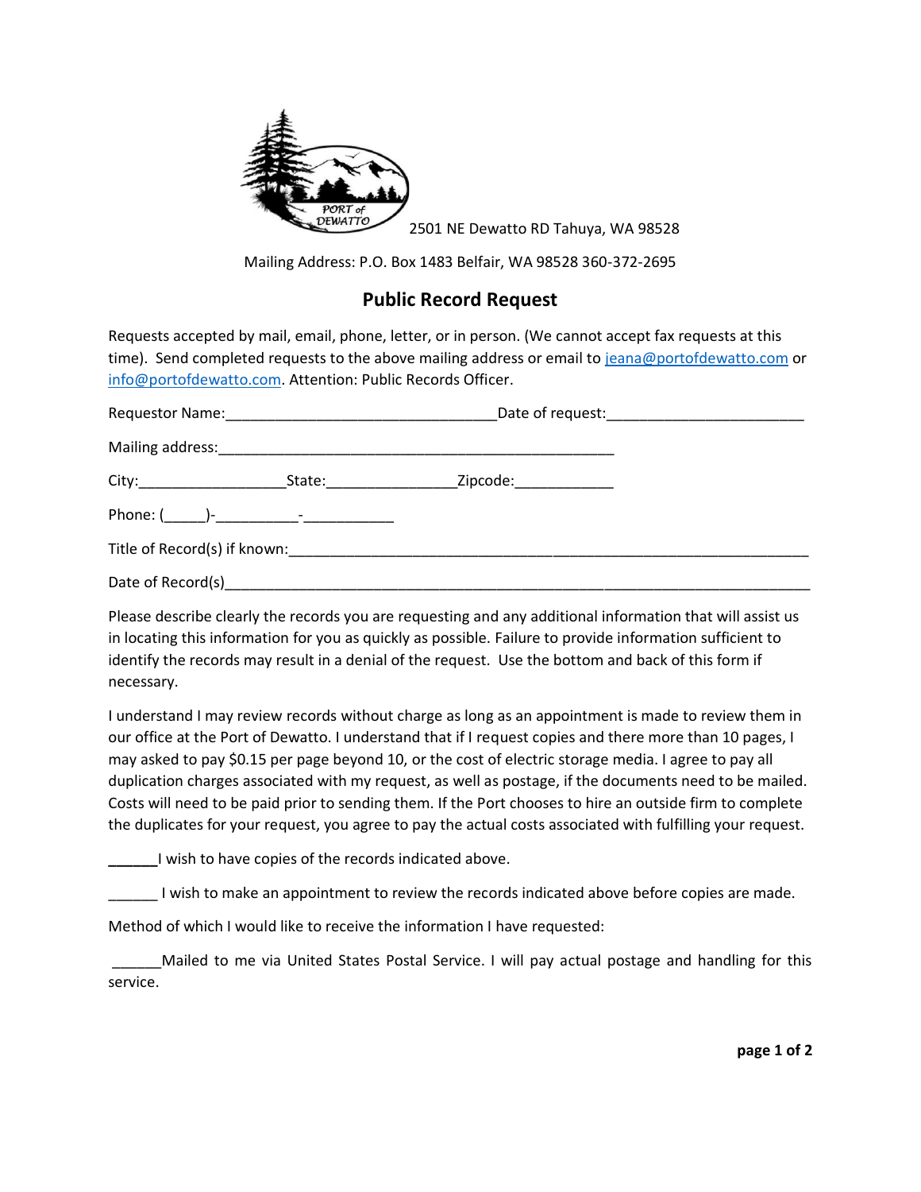2501 NE Dewatto RD Tahuya, WA 98528

Mailing Address: P.O. Box 1483 Belfair, WA 98528 360-372-2695

## Public Record Request

Requests accepted by mail, email, phone, letter, or in person. (We cannot accept fax requests at this time). Send completed requests to the above mailing address or email to jeana@portofdewatto.com or info@portofdewatto.com. Attention: Public Records Officer.

Requestor Name:________________________________Date of request:_______________________

Mailing address:_______________________________________________

City:_________________State:_______________Zipcode:___________

Phone: (_____)-__________-___________

Title of Record(s) if known:_______________________________________________________________

Date of Record(s)__________________________________________________________________________

Please describe clearly the records you are requesting and any additional information that will assist us in locating this information for you as quickly as possible. Failure to provide information sufficient to identify the records may result in a denial of the request. Use the bottom and back of this form if necessary.

I understand I may review records without charge as long as an appointment is made to review them in our office at the Port of Dewatto. I understand that if I request copies and there more than 10 pages, I may asked to pay $0.15 per page beyond 10, or the cost of electric storage media. I agree to pay all duplication charges associated with my request, as well as postage, if the documents need to be mailed. Costs will need to be paid prior to sending them. If the Port chooses to hire an outside firm to complete the duplicates for your request, you agree to pay the actual costs associated with fulfilling your request.

______I wish to have copies of the records indicated above.

______ I wish to make an appointment to review the records indicated above before copies are made.

Method of which I would like to receive the information I have requested:

______Mailed to me via United States Postal Service. I will pay actual postage and handling for this service.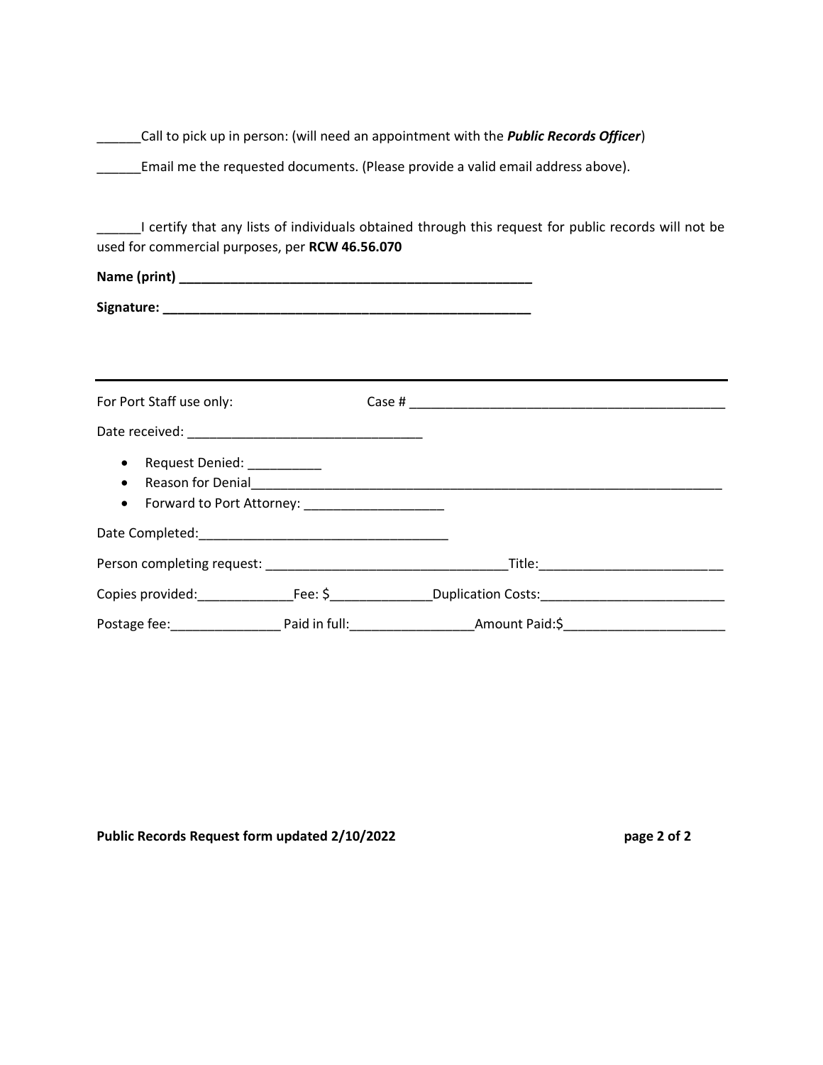______Call to pick up in person: (will need an appointment with the ***Public Records Officer***)

______Email me the requested documents. (Please provide a valid email address above).

______I certify that any lists of individuals obtained through this request for public records will not be used for commercial purposes, per **RCW 46.56.070**

**Name (print) ________________________________________________**

**Signature: __________________________________________________**

---

For Port Staff use only: Case # ___________________________________________

Date received: _______________________________

- Request Denied: __________
- Reason for Denial_________________________________________________________________
- Forward to Port Attorney: ___________________

Date Completed:__________________________________

Person completing request: ________________________________Title:________________________

Copies provided:_____________Fee: $_____________Duplication Costs:________________________

Postage fee:_______________ Paid in full:________________Amount Paid:$_____________________

**Public Records Request form updated 2/10/2022**